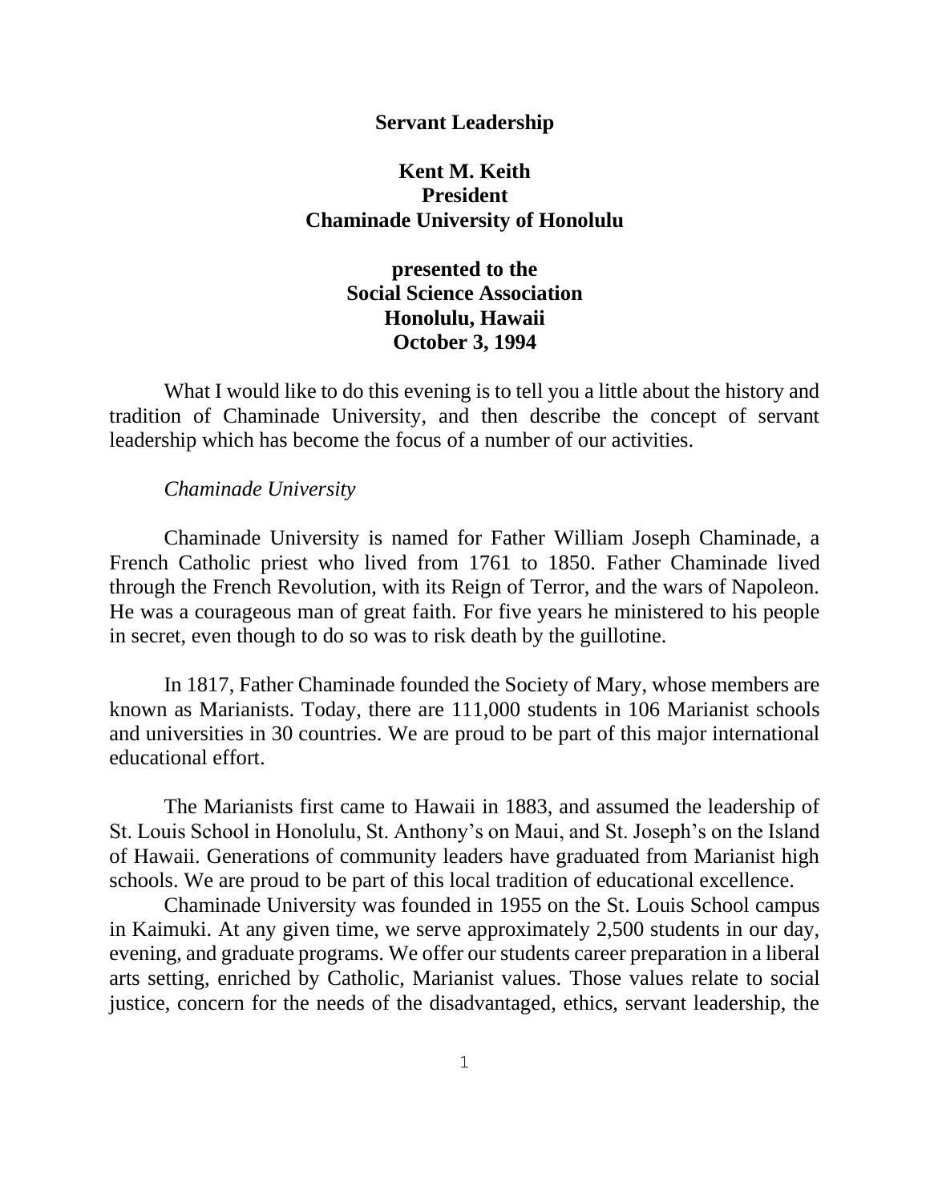# Servant Leadership

**Kent M. Keith**
**President**
**Chaminade University of Honolulu**

**presented to the**
**Social Science Association**
**Honolulu, Hawaii**
**October 3, 1994**

What I would like to do this evening is to tell you a little about the history and tradition of Chaminade University, and then describe the concept of servant leadership which has become the focus of a number of our activities.

*Chaminade University*

Chaminade University is named for Father William Joseph Chaminade, a French Catholic priest who lived from 1761 to 1850. Father Chaminade lived through the French Revolution, with its Reign of Terror, and the wars of Napoleon. He was a courageous man of great faith. For five years he ministered to his people in secret, even though to do so was to risk death by the guillotine.

In 1817, Father Chaminade founded the Society of Mary, whose members are known as Marianists. Today, there are 111,000 students in 106 Marianist schools and universities in 30 countries. We are proud to be part of this major international educational effort.

The Marianists first came to Hawaii in 1883, and assumed the leadership of St. Louis School in Honolulu, St. Anthony's on Maui, and St. Joseph's on the Island of Hawaii. Generations of community leaders have graduated from Marianist high schools. We are proud to be part of this local tradition of educational excellence.

Chaminade University was founded in 1955 on the St. Louis School campus in Kaimuki. At any given time, we serve approximately 2,500 students in our day, evening, and graduate programs. We offer our students career preparation in a liberal arts setting, enriched by Catholic, Marianist values. Those values relate to social justice, concern for the needs of the disadvantaged, ethics, servant leadership, the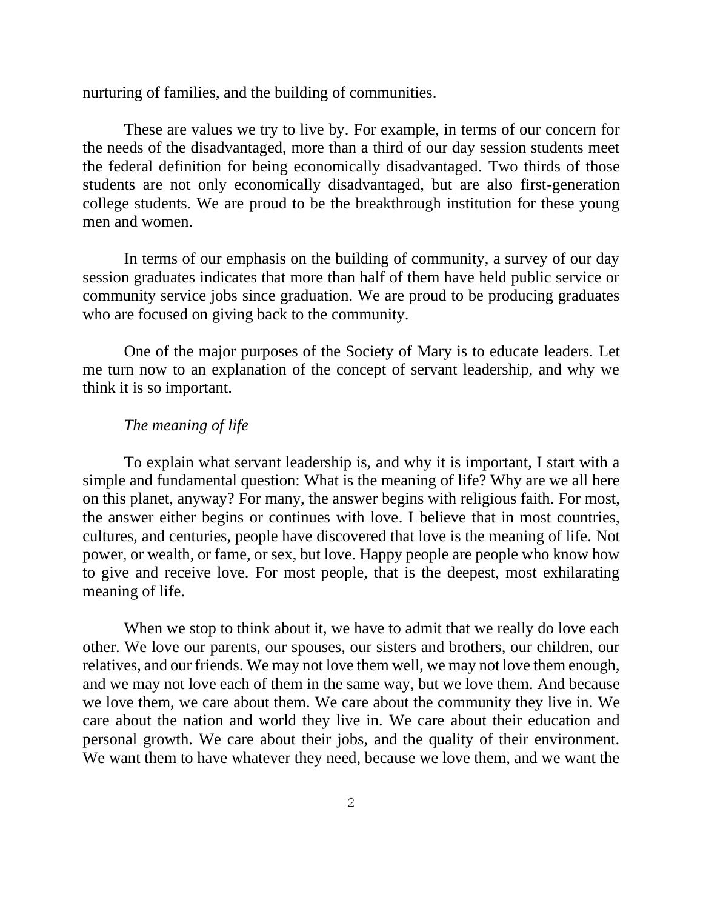nurturing of families, and the building of communities.

These are values we try to live by. For example, in terms of our concern for the needs of the disadvantaged, more than a third of our day session students meet the federal definition for being economically disadvantaged. Two thirds of those students are not only economically disadvantaged, but are also first-generation college students. We are proud to be the breakthrough institution for these young men and women.

In terms of our emphasis on the building of community, a survey of our day session graduates indicates that more than half of them have held public service or community service jobs since graduation. We are proud to be producing graduates who are focused on giving back to the community.

One of the major purposes of the Society of Mary is to educate leaders. Let me turn now to an explanation of the concept of servant leadership, and why we think it is so important.

*The meaning of life*

To explain what servant leadership is, and why it is important, I start with a simple and fundamental question: What is the meaning of life? Why are we all here on this planet, anyway? For many, the answer begins with religious faith. For most, the answer either begins or continues with love. I believe that in most countries, cultures, and centuries, people have discovered that love is the meaning of life. Not power, or wealth, or fame, or sex, but love. Happy people are people who know how to give and receive love. For most people, that is the deepest, most exhilarating meaning of life.

When we stop to think about it, we have to admit that we really do love each other. We love our parents, our spouses, our sisters and brothers, our children, our relatives, and our friends. We may not love them well, we may not love them enough, and we may not love each of them in the same way, but we love them. And because we love them, we care about them. We care about the community they live in. We care about the nation and world they live in. We care about their education and personal growth. We care about their jobs, and the quality of their environment. We want them to have whatever they need, because we love them, and we want the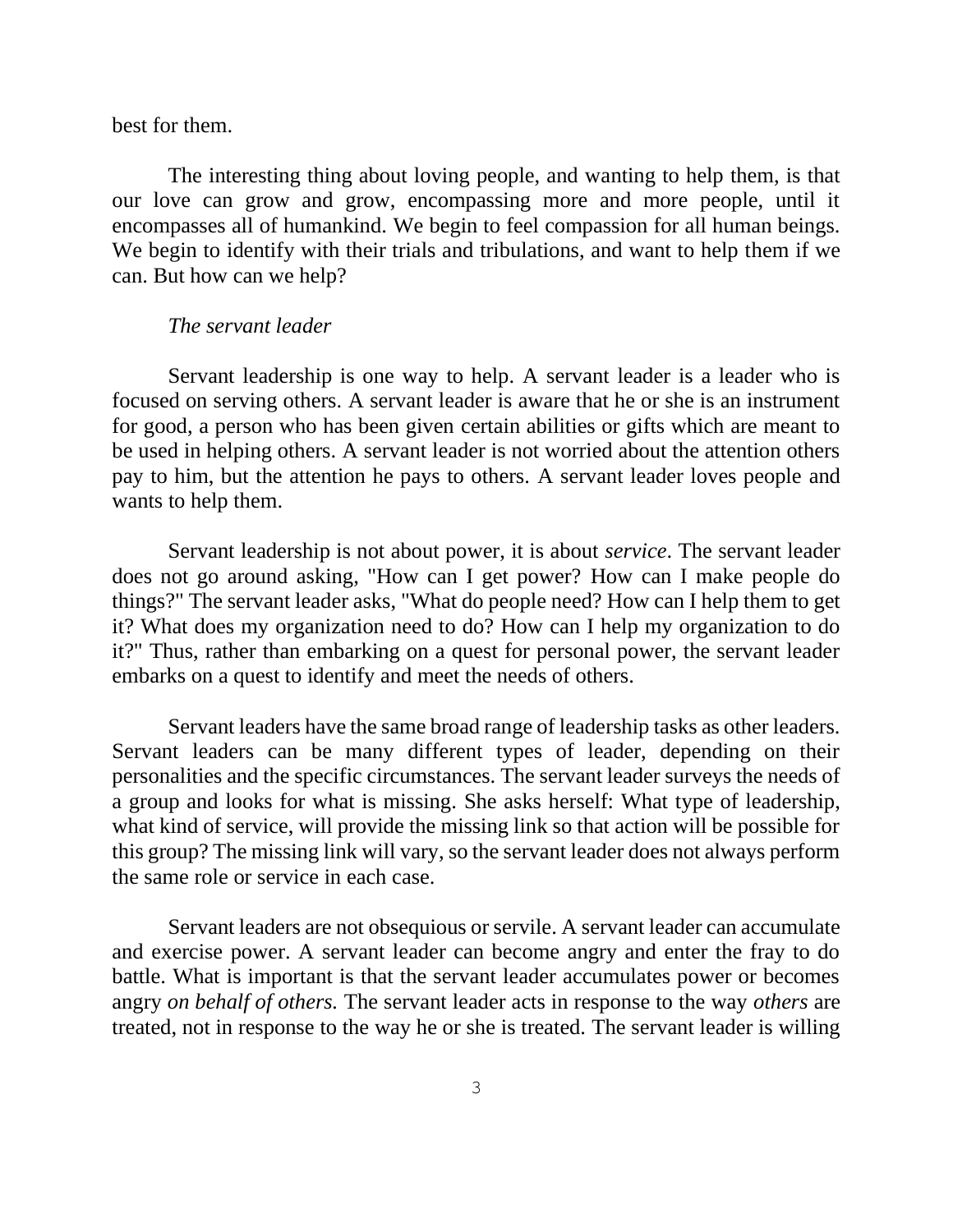best for them.

The interesting thing about loving people, and wanting to help them, is that our love can grow and grow, encompassing more and more people, until it encompasses all of humankind. We begin to feel compassion for all human beings. We begin to identify with their trials and tribulations, and want to help them if we can. But how can we help?

*The servant leader*

Servant leadership is one way to help. A servant leader is a leader who is focused on serving others. A servant leader is aware that he or she is an instrument for good, a person who has been given certain abilities or gifts which are meant to be used in helping others. A servant leader is not worried about the attention others pay to him, but the attention he pays to others. A servant leader loves people and wants to help them.

Servant leadership is not about power, it is about *service*. The servant leader does not go around asking, "How can I get power? How can I make people do things?" The servant leader asks, "What do people need? How can I help them to get it? What does my organization need to do? How can I help my organization to do it?" Thus, rather than embarking on a quest for personal power, the servant leader embarks on a quest to identify and meet the needs of others.

Servant leaders have the same broad range of leadership tasks as other leaders. Servant leaders can be many different types of leader, depending on their personalities and the specific circumstances. The servant leader surveys the needs of a group and looks for what is missing. She asks herself: What type of leadership, what kind of service, will provide the missing link so that action will be possible for this group? The missing link will vary, so the servant leader does not always perform the same role or service in each case.

Servant leaders are not obsequious or servile. A servant leader can accumulate and exercise power. A servant leader can become angry and enter the fray to do battle. What is important is that the servant leader accumulates power or becomes angry *on behalf of others.* The servant leader acts in response to the way *others* are treated, not in response to the way he or she is treated. The servant leader is willing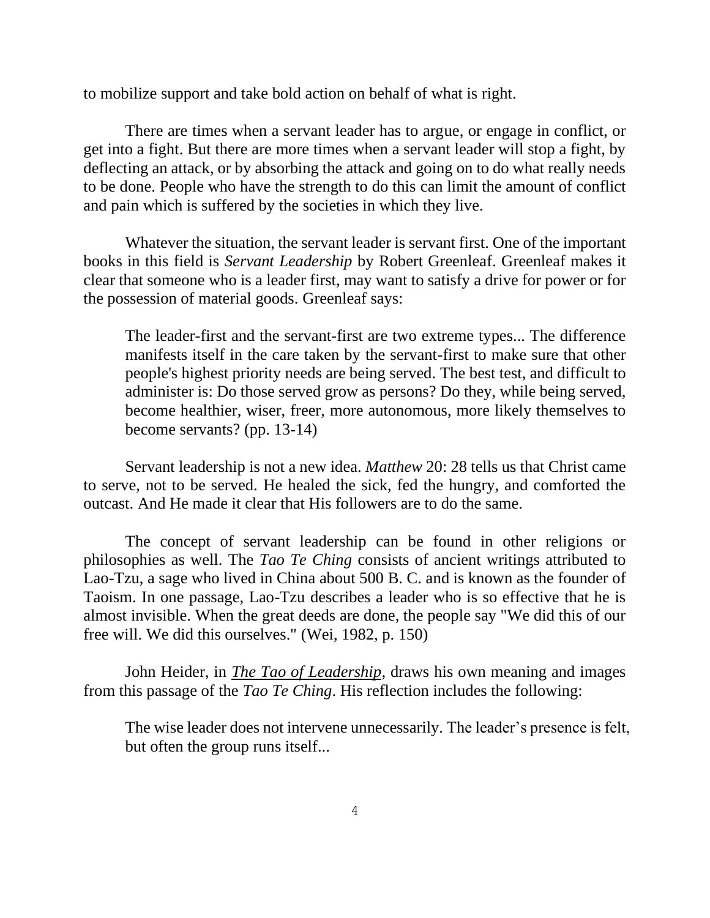to mobilize support and take bold action on behalf of what is right.

There are times when a servant leader has to argue, or engage in conflict, or get into a fight. But there are more times when a servant leader will stop a fight, by deflecting an attack, or by absorbing the attack and going on to do what really needs to be done. People who have the strength to do this can limit the amount of conflict and pain which is suffered by the societies in which they live.

Whatever the situation, the servant leader is servant first. One of the important books in this field is *Servant Leadership* by Robert Greenleaf. Greenleaf makes it clear that someone who is a leader first, may want to satisfy a drive for power or for the possession of material goods. Greenleaf says:

> The leader-first and the servant-first are two extreme types... The difference manifests itself in the care taken by the servant-first to make sure that other people's highest priority needs are being served. The best test, and difficult to administer is: Do those served grow as persons? Do they, while being served, become healthier, wiser, freer, more autonomous, more likely themselves to become servants? (pp. 13-14)

Servant leadership is not a new idea. *Matthew* 20: 28 tells us that Christ came to serve, not to be served. He healed the sick, fed the hungry, and comforted the outcast. And He made it clear that His followers are to do the same.

The concept of servant leadership can be found in other religions or philosophies as well. The *Tao Te Ching* consists of ancient writings attributed to Lao-Tzu, a sage who lived in China about 500 B. C. and is known as the founder of Taoism. In one passage, Lao-Tzu describes a leader who is so effective that he is almost invisible. When the great deeds are done, the people say "We did this of our free will. We did this ourselves." (Wei, 1982, p. 150)

John Heider, in ***The Tao of Leadership***, draws his own meaning and images from this passage of the *Tao Te Ching*. His reflection includes the following:

> The wise leader does not intervene unnecessarily. The leader's presence is felt, but often the group runs itself...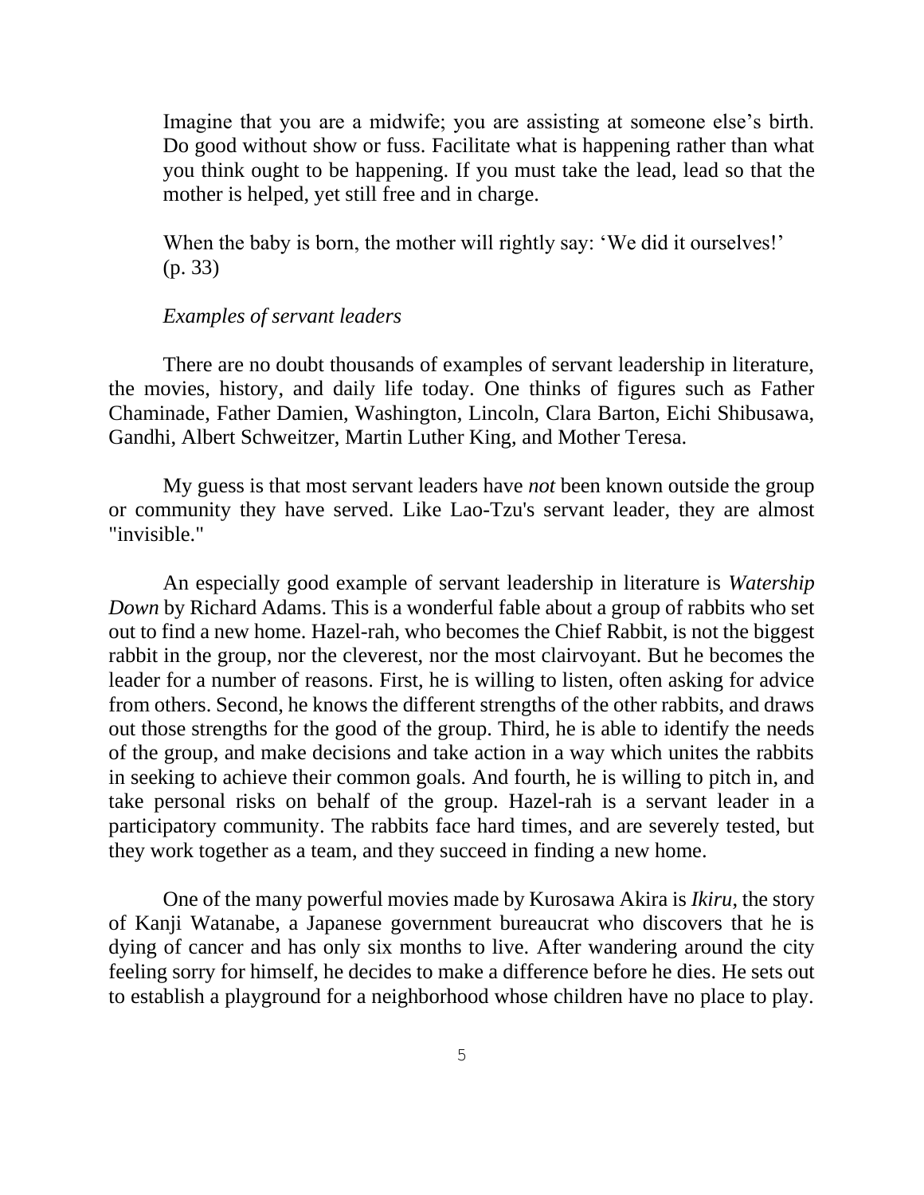Imagine that you are a midwife; you are assisting at someone else's birth. Do good without show or fuss. Facilitate what is happening rather than what you think ought to be happening. If you must take the lead, lead so that the mother is helped, yet still free and in charge.

When the baby is born, the mother will rightly say: 'We did it ourselves!' (p. 33)

*Examples of servant leaders*

There are no doubt thousands of examples of servant leadership in literature, the movies, history, and daily life today. One thinks of figures such as Father Chaminade, Father Damien, Washington, Lincoln, Clara Barton, Eichi Shibusawa, Gandhi, Albert Schweitzer, Martin Luther King, and Mother Teresa.

My guess is that most servant leaders have *not* been known outside the group or community they have served. Like Lao-Tzu's servant leader, they are almost "invisible."

An especially good example of servant leadership in literature is *Watership Down* by Richard Adams. This is a wonderful fable about a group of rabbits who set out to find a new home. Hazel-rah, who becomes the Chief Rabbit, is not the biggest rabbit in the group, nor the cleverest, nor the most clairvoyant. But he becomes the leader for a number of reasons. First, he is willing to listen, often asking for advice from others. Second, he knows the different strengths of the other rabbits, and draws out those strengths for the good of the group. Third, he is able to identify the needs of the group, and make decisions and take action in a way which unites the rabbits in seeking to achieve their common goals. And fourth, he is willing to pitch in, and take personal risks on behalf of the group. Hazel-rah is a servant leader in a participatory community. The rabbits face hard times, and are severely tested, but they work together as a team, and they succeed in finding a new home.

One of the many powerful movies made by Kurosawa Akira is *Ikiru*, the story of Kanji Watanabe, a Japanese government bureaucrat who discovers that he is dying of cancer and has only six months to live. After wandering around the city feeling sorry for himself, he decides to make a difference before he dies. He sets out to establish a playground for a neighborhood whose children have no place to play.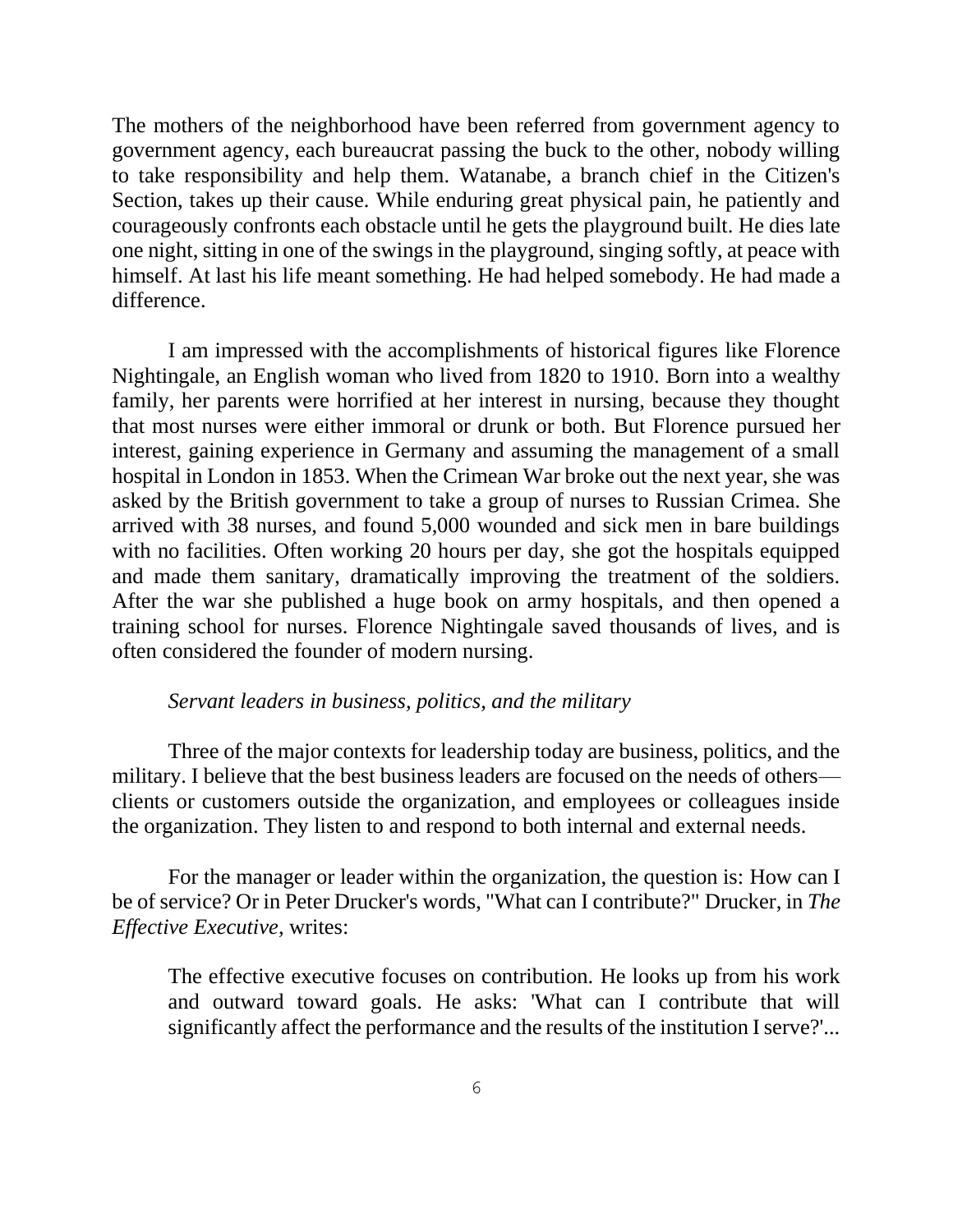The mothers of the neighborhood have been referred from government agency to government agency, each bureaucrat passing the buck to the other, nobody willing to take responsibility and help them. Watanabe, a branch chief in the Citizen's Section, takes up their cause. While enduring great physical pain, he patiently and courageously confronts each obstacle until he gets the playground built. He dies late one night, sitting in one of the swings in the playground, singing softly, at peace with himself. At last his life meant something. He had helped somebody. He had made a difference.

I am impressed with the accomplishments of historical figures like Florence Nightingale, an English woman who lived from 1820 to 1910. Born into a wealthy family, her parents were horrified at her interest in nursing, because they thought that most nurses were either immoral or drunk or both. But Florence pursued her interest, gaining experience in Germany and assuming the management of a small hospital in London in 1853. When the Crimean War broke out the next year, she was asked by the British government to take a group of nurses to Russian Crimea. She arrived with 38 nurses, and found 5,000 wounded and sick men in bare buildings with no facilities. Often working 20 hours per day, she got the hospitals equipped and made them sanitary, dramatically improving the treatment of the soldiers. After the war she published a huge book on army hospitals, and then opened a training school for nurses. Florence Nightingale saved thousands of lives, and is often considered the founder of modern nursing.

*Servant leaders in business, politics, and the military*

Three of the major contexts for leadership today are business, politics, and the military. I believe that the best business leaders are focused on the needs of others—clients or customers outside the organization, and employees or colleagues inside the organization. They listen to and respond to both internal and external needs.

For the manager or leader within the organization, the question is: How can I be of service? Or in Peter Drucker's words, "What can I contribute?" Drucker, in *The Effective Executive,* writes:

> The effective executive focuses on contribution. He looks up from his work and outward toward goals. He asks: 'What can I contribute that will significantly affect the performance and the results of the institution I serve?'...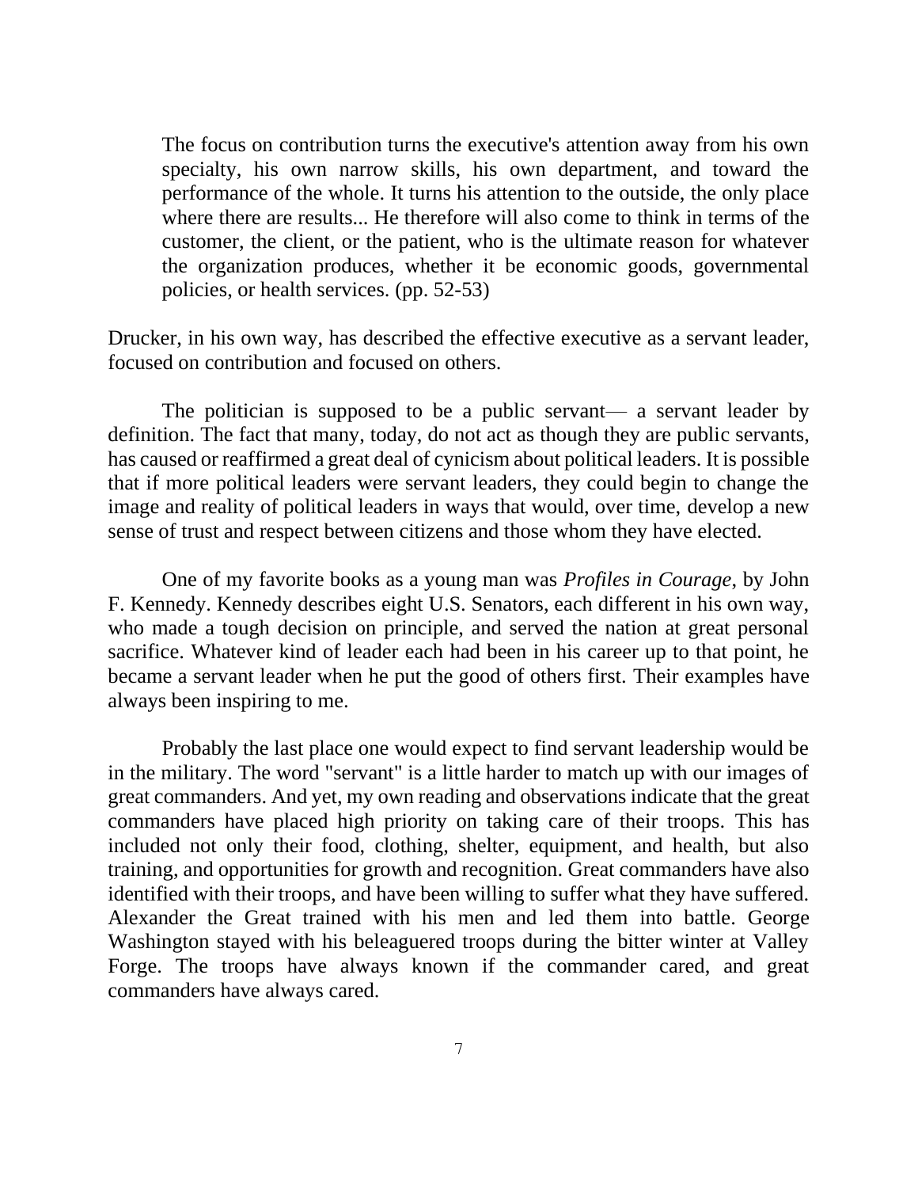> The focus on contribution turns the executive's attention away from his own specialty, his own narrow skills, his own department, and toward the performance of the whole. It turns his attention to the outside, the only place where there are results... He therefore will also come to think in terms of the customer, the client, or the patient, who is the ultimate reason for whatever the organization produces, whether it be economic goods, governmental policies, or health services. (pp. 52-53)

Drucker, in his own way, has described the effective executive as a servant leader, focused on contribution and focused on others.

The politician is supposed to be a public servant— a servant leader by definition. The fact that many, today, do not act as though they are public servants, has caused or reaffirmed a great deal of cynicism about political leaders. It is possible that if more political leaders were servant leaders, they could begin to change the image and reality of political leaders in ways that would, over time, develop a new sense of trust and respect between citizens and those whom they have elected.

One of my favorite books as a young man was *Profiles in Courage*, by John F. Kennedy. Kennedy describes eight U.S. Senators, each different in his own way, who made a tough decision on principle, and served the nation at great personal sacrifice. Whatever kind of leader each had been in his career up to that point, he became a servant leader when he put the good of others first. Their examples have always been inspiring to me.

Probably the last place one would expect to find servant leadership would be in the military. The word "servant" is a little harder to match up with our images of great commanders. And yet, my own reading and observations indicate that the great commanders have placed high priority on taking care of their troops. This has included not only their food, clothing, shelter, equipment, and health, but also training, and opportunities for growth and recognition. Great commanders have also identified with their troops, and have been willing to suffer what they have suffered. Alexander the Great trained with his men and led them into battle. George Washington stayed with his beleaguered troops during the bitter winter at Valley Forge. The troops have always known if the commander cared, and great commanders have always cared.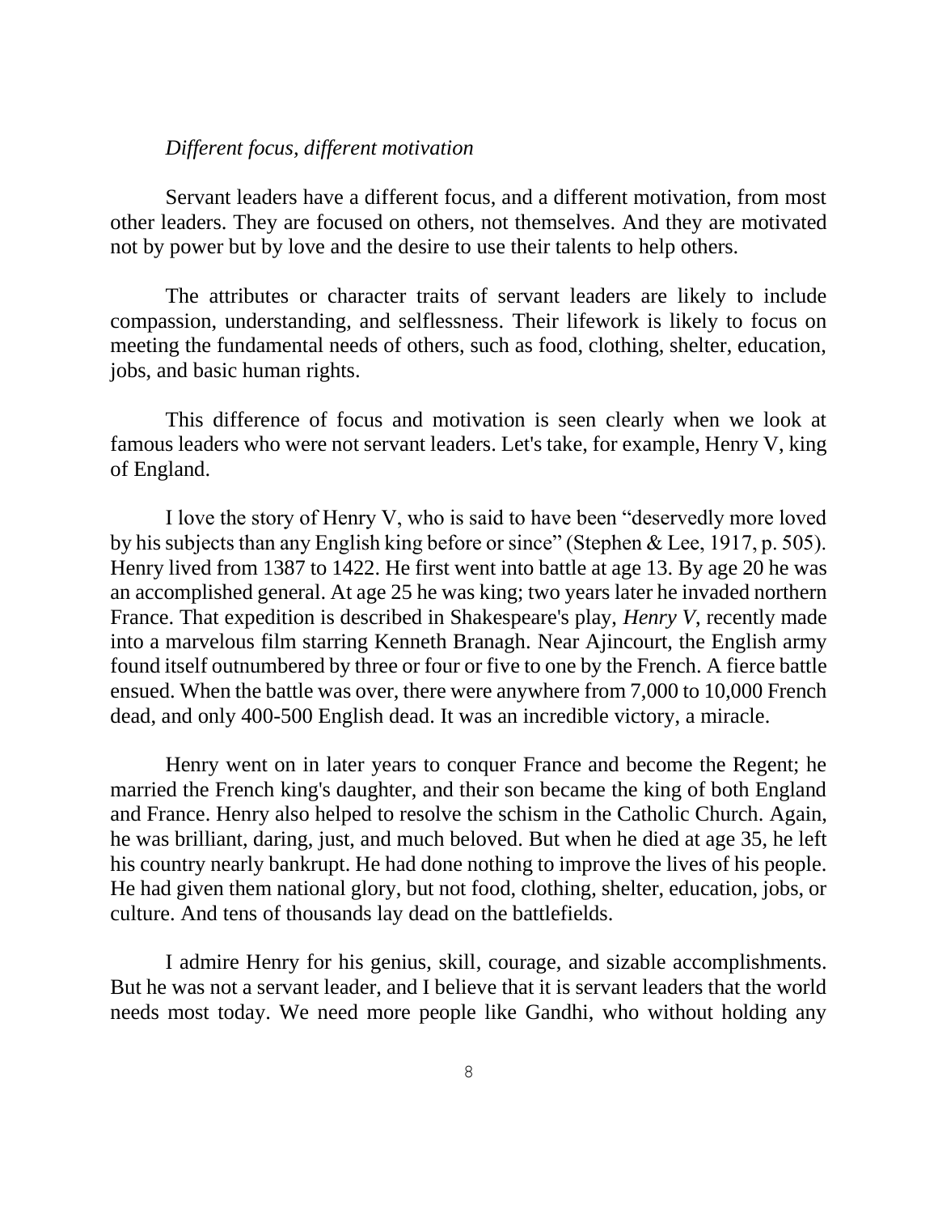*Different focus, different motivation*

Servant leaders have a different focus, and a different motivation, from most other leaders. They are focused on others, not themselves. And they are motivated not by power but by love and the desire to use their talents to help others.

The attributes or character traits of servant leaders are likely to include compassion, understanding, and selflessness. Their lifework is likely to focus on meeting the fundamental needs of others, such as food, clothing, shelter, education, jobs, and basic human rights.

This difference of focus and motivation is seen clearly when we look at famous leaders who were not servant leaders. Let's take, for example, Henry V, king of England.

I love the story of Henry V, who is said to have been "deservedly more loved by his subjects than any English king before or since" (Stephen & Lee, 1917, p. 505). Henry lived from 1387 to 1422. He first went into battle at age 13. By age 20 he was an accomplished general. At age 25 he was king; two years later he invaded northern France. That expedition is described in Shakespeare's play, *Henry V*, recently made into a marvelous film starring Kenneth Branagh. Near Ajincourt, the English army found itself outnumbered by three or four or five to one by the French. A fierce battle ensued. When the battle was over, there were anywhere from 7,000 to 10,000 French dead, and only 400-500 English dead. It was an incredible victory, a miracle.

Henry went on in later years to conquer France and become the Regent; he married the French king's daughter, and their son became the king of both England and France. Henry also helped to resolve the schism in the Catholic Church. Again, he was brilliant, daring, just, and much beloved. But when he died at age 35, he left his country nearly bankrupt. He had done nothing to improve the lives of his people. He had given them national glory, but not food, clothing, shelter, education, jobs, or culture. And tens of thousands lay dead on the battlefields.

I admire Henry for his genius, skill, courage, and sizable accomplishments. But he was not a servant leader, and I believe that it is servant leaders that the world needs most today. We need more people like Gandhi, who without holding any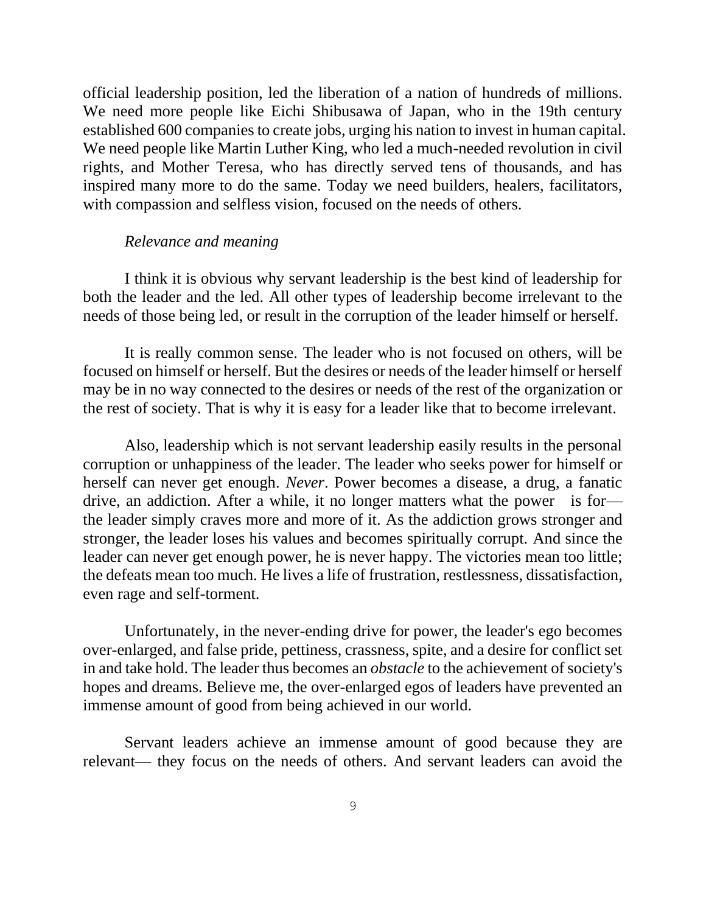official leadership position, led the liberation of a nation of hundreds of millions. We need more people like Eichi Shibusawa of Japan, who in the 19th century established 600 companies to create jobs, urging his nation to invest in human capital. We need people like Martin Luther King, who led a much-needed revolution in civil rights, and Mother Teresa, who has directly served tens of thousands, and has inspired many more to do the same. Today we need builders, healers, facilitators, with compassion and selfless vision, focused on the needs of others.

*Relevance and meaning*

I think it is obvious why servant leadership is the best kind of leadership for both the leader and the led. All other types of leadership become irrelevant to the needs of those being led, or result in the corruption of the leader himself or herself.

It is really common sense. The leader who is not focused on others, will be focused on himself or herself. But the desires or needs of the leader himself or herself may be in no way connected to the desires or needs of the rest of the organization or the rest of society. That is why it is easy for a leader like that to become irrelevant.

Also, leadership which is not servant leadership easily results in the personal corruption or unhappiness of the leader. The leader who seeks power for himself or herself can never get enough. *Never*. Power becomes a disease, a drug, a fanatic drive, an addiction. After a while, it no longer matters what the power is for— the leader simply craves more and more of it. As the addiction grows stronger and stronger, the leader loses his values and becomes spiritually corrupt. And since the leader can never get enough power, he is never happy. The victories mean too little; the defeats mean too much. He lives a life of frustration, restlessness, dissatisfaction, even rage and self-torment.

Unfortunately, in the never-ending drive for power, the leader's ego becomes over-enlarged, and false pride, pettiness, crassness, spite, and a desire for conflict set in and take hold. The leader thus becomes an *obstacle* to the achievement of society's hopes and dreams. Believe me, the over-enlarged egos of leaders have prevented an immense amount of good from being achieved in our world.

Servant leaders achieve an immense amount of good because they are relevant— they focus on the needs of others. And servant leaders can avoid the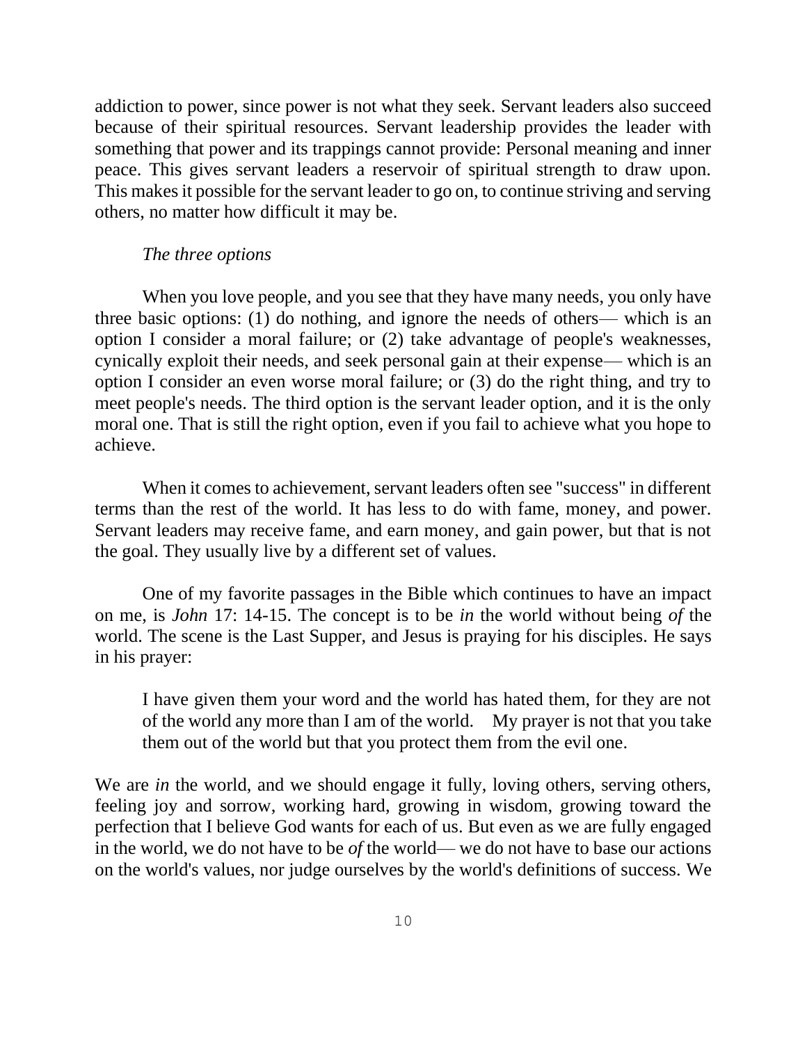addiction to power, since power is not what they seek. Servant leaders also succeed because of their spiritual resources. Servant leadership provides the leader with something that power and its trappings cannot provide: Personal meaning and inner peace. This gives servant leaders a reservoir of spiritual strength to draw upon. This makes it possible for the servant leader to go on, to continue striving and serving others, no matter how difficult it may be.

*The three options*

When you love people, and you see that they have many needs, you only have three basic options: (1) do nothing, and ignore the needs of others— which is an option I consider a moral failure; or (2) take advantage of people's weaknesses, cynically exploit their needs, and seek personal gain at their expense— which is an option I consider an even worse moral failure; or (3) do the right thing, and try to meet people's needs. The third option is the servant leader option, and it is the only moral one. That is still the right option, even if you fail to achieve what you hope to achieve.

When it comes to achievement, servant leaders often see "success" in different terms than the rest of the world. It has less to do with fame, money, and power. Servant leaders may receive fame, and earn money, and gain power, but that is not the goal. They usually live by a different set of values.

One of my favorite passages in the Bible which continues to have an impact on me, is *John* 17: 14-15. The concept is to be *in* the world without being *of* the world. The scene is the Last Supper, and Jesus is praying for his disciples. He says in his prayer:

> I have given them your word and the world has hated them, for they are not of the world any more than I am of the world. My prayer is not that you take them out of the world but that you protect them from the evil one.

We are *in* the world, and we should engage it fully, loving others, serving others, feeling joy and sorrow, working hard, growing in wisdom, growing toward the perfection that I believe God wants for each of us. But even as we are fully engaged in the world, we do not have to be *of* the world— we do not have to base our actions on the world's values, nor judge ourselves by the world's definitions of success. We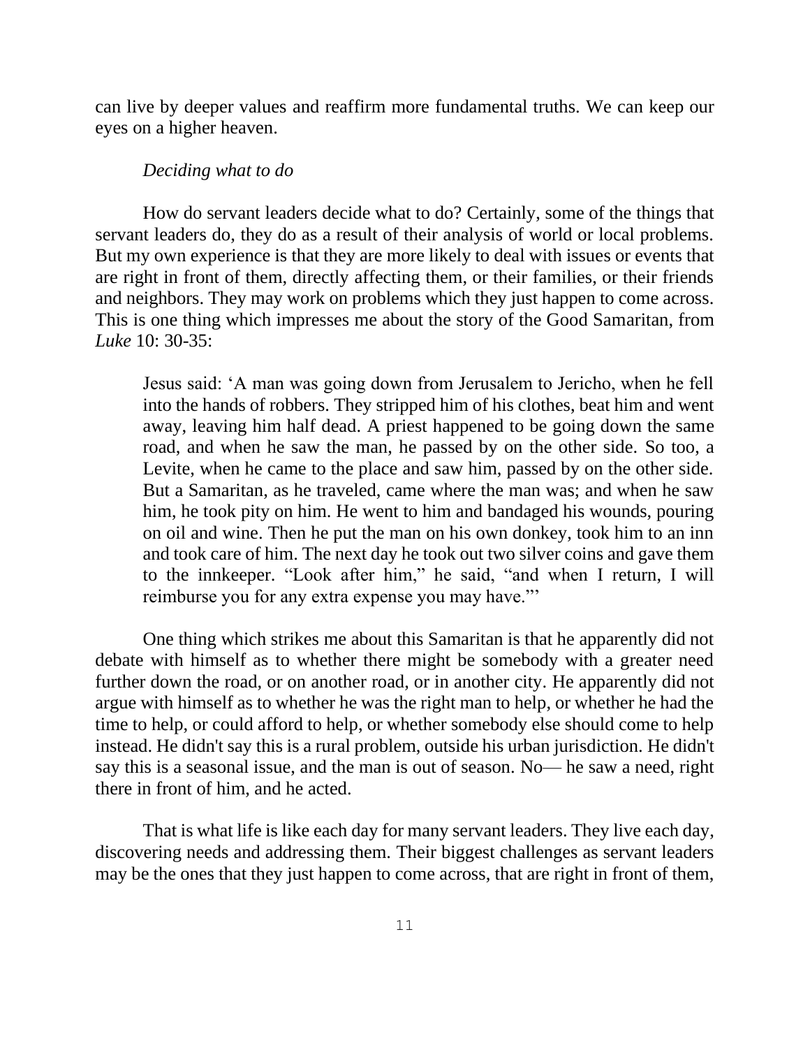can live by deeper values and reaffirm more fundamental truths. We can keep our eyes on a higher heaven.

*Deciding what to do*

How do servant leaders decide what to do? Certainly, some of the things that servant leaders do, they do as a result of their analysis of world or local problems. But my own experience is that they are more likely to deal with issues or events that are right in front of them, directly affecting them, or their families, or their friends and neighbors. They may work on problems which they just happen to come across. This is one thing which impresses me about the story of the Good Samaritan, from *Luke* 10: 30-35:

> Jesus said: 'A man was going down from Jerusalem to Jericho, when he fell into the hands of robbers. They stripped him of his clothes, beat him and went away, leaving him half dead. A priest happened to be going down the same road, and when he saw the man, he passed by on the other side. So too, a Levite, when he came to the place and saw him, passed by on the other side. But a Samaritan, as he traveled, came where the man was; and when he saw him, he took pity on him. He went to him and bandaged his wounds, pouring on oil and wine. Then he put the man on his own donkey, took him to an inn and took care of him. The next day he took out two silver coins and gave them to the innkeeper. "Look after him," he said, "and when I return, I will reimburse you for any extra expense you may have."'

One thing which strikes me about this Samaritan is that he apparently did not debate with himself as to whether there might be somebody with a greater need further down the road, or on another road, or in another city. He apparently did not argue with himself as to whether he was the right man to help, or whether he had the time to help, or could afford to help, or whether somebody else should come to help instead. He didn't say this is a rural problem, outside his urban jurisdiction. He didn't say this is a seasonal issue, and the man is out of season. No— he saw a need, right there in front of him, and he acted.

That is what life is like each day for many servant leaders. They live each day, discovering needs and addressing them. Their biggest challenges as servant leaders may be the ones that they just happen to come across, that are right in front of them,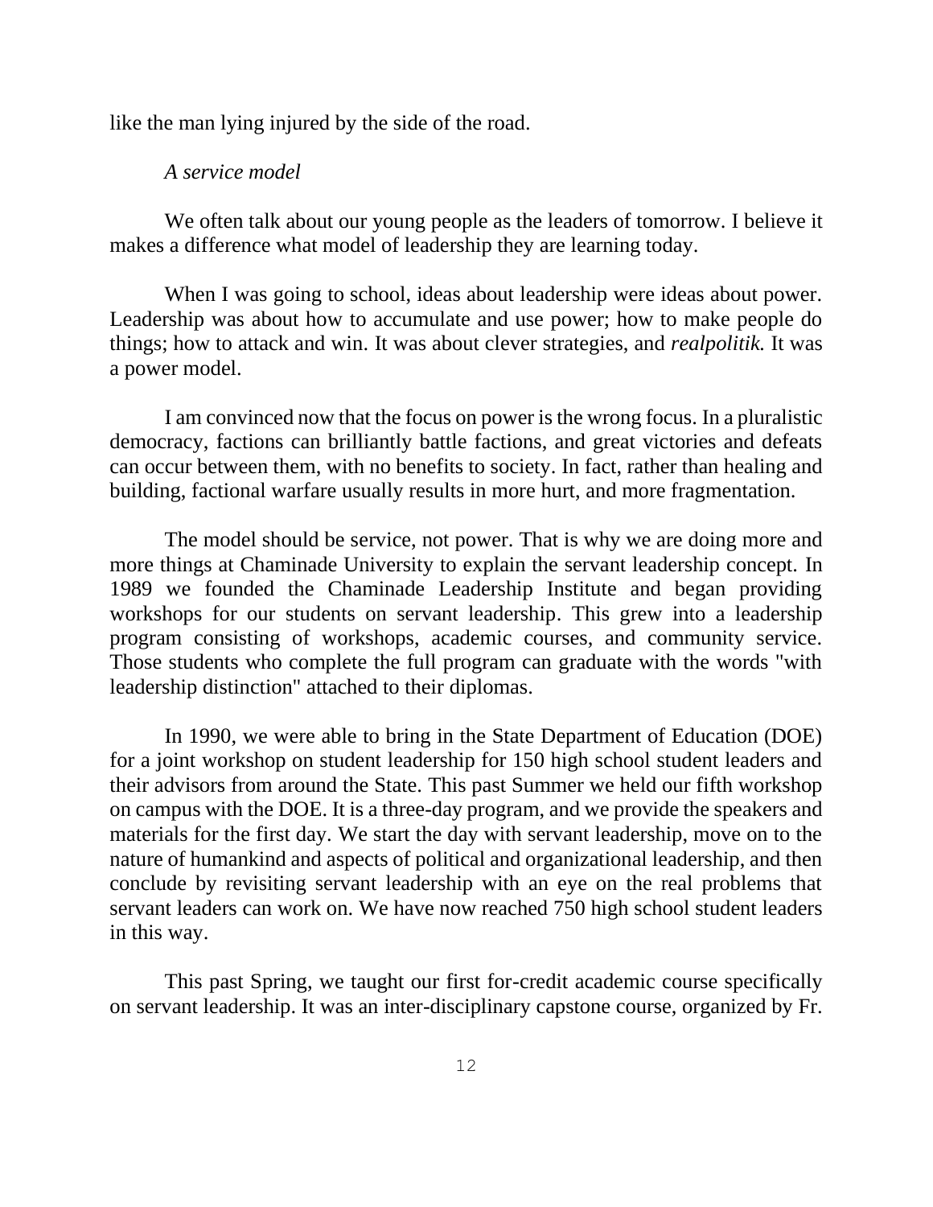like the man lying injured by the side of the road.

*A service model*

We often talk about our young people as the leaders of tomorrow. I believe it makes a difference what model of leadership they are learning today.

When I was going to school, ideas about leadership were ideas about power. Leadership was about how to accumulate and use power; how to make people do things; how to attack and win. It was about clever strategies, and *realpolitik.* It was a power model.

I am convinced now that the focus on power is the wrong focus. In a pluralistic democracy, factions can brilliantly battle factions, and great victories and defeats can occur between them, with no benefits to society. In fact, rather than healing and building, factional warfare usually results in more hurt, and more fragmentation.

The model should be service, not power. That is why we are doing more and more things at Chaminade University to explain the servant leadership concept. In 1989 we founded the Chaminade Leadership Institute and began providing workshops for our students on servant leadership. This grew into a leadership program consisting of workshops, academic courses, and community service. Those students who complete the full program can graduate with the words "with leadership distinction" attached to their diplomas.

In 1990, we were able to bring in the State Department of Education (DOE) for a joint workshop on student leadership for 150 high school student leaders and their advisors from around the State. This past Summer we held our fifth workshop on campus with the DOE. It is a three-day program, and we provide the speakers and materials for the first day. We start the day with servant leadership, move on to the nature of humankind and aspects of political and organizational leadership, and then conclude by revisiting servant leadership with an eye on the real problems that servant leaders can work on. We have now reached 750 high school student leaders in this way.

This past Spring, we taught our first for-credit academic course specifically on servant leadership. It was an inter-disciplinary capstone course, organized by Fr.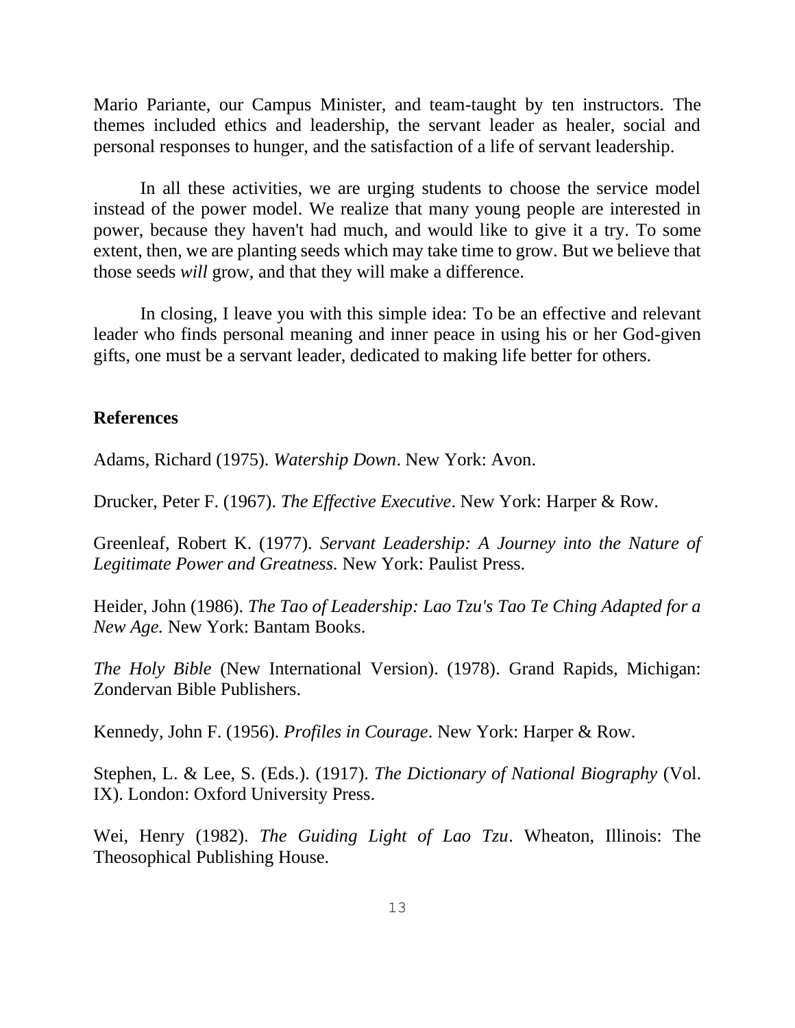Mario Pariante, our Campus Minister, and team-taught by ten instructors. The themes included ethics and leadership, the servant leader as healer, social and personal responses to hunger, and the satisfaction of a life of servant leadership.

In all these activities, we are urging students to choose the service model instead of the power model. We realize that many young people are interested in power, because they haven't had much, and would like to give it a try. To some extent, then, we are planting seeds which may take time to grow. But we believe that those seeds *will* grow, and that they will make a difference.

In closing, I leave you with this simple idea: To be an effective and relevant leader who finds personal meaning and inner peace in using his or her God-given gifts, one must be a servant leader, dedicated to making life better for others.

**References**

Adams, Richard (1975). *Watership Down*. New York: Avon.

Drucker, Peter F. (1967). *The Effective Executive*. New York: Harper & Row.

Greenleaf, Robert K. (1977). *Servant Leadership: A Journey into the Nature of Legitimate Power and Greatness*. New York: Paulist Press.

Heider, John (1986). *The Tao of Leadership: Lao Tzu's Tao Te Ching Adapted for a New Age.* New York: Bantam Books.

*The Holy Bible* (New International Version). (1978). Grand Rapids, Michigan: Zondervan Bible Publishers.

Kennedy, John F. (1956). *Profiles in Courage*. New York: Harper & Row.

Stephen, L. & Lee, S. (Eds.). (1917). *The Dictionary of National Biography* (Vol. IX). London: Oxford University Press.

Wei, Henry (1982). *The Guiding Light of Lao Tzu*. Wheaton, Illinois: The Theosophical Publishing House.